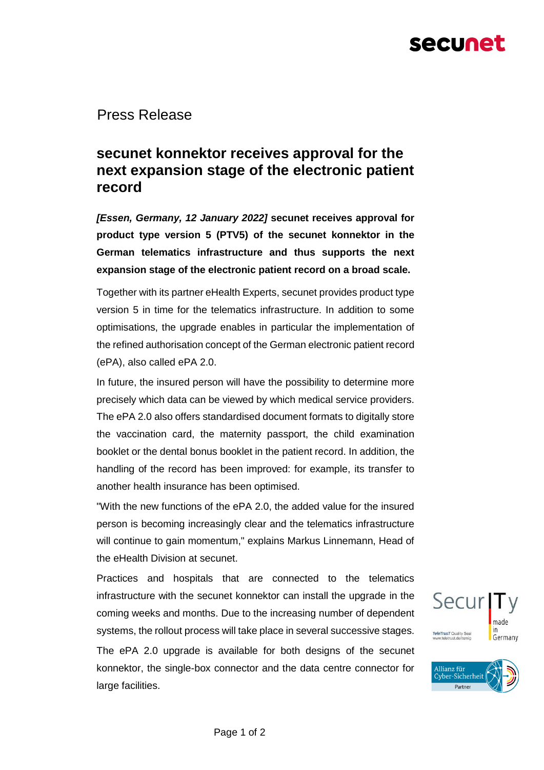Press Release

# secunet konnektor receives approval for the next expansion stage of the electronic patient record

***[Essen, Germany, 12 January 2022]*** **secunet receives approval for product type version 5 (PTV5) of the secunet konnektor in the German telematics infrastructure and thus supports the next expansion stage of the electronic patient record on a broad scale.**

Together with its partner eHealth Experts, secunet provides product type version 5 in time for the telematics infrastructure. In addition to some optimisations, the upgrade enables in particular the implementation of the refined authorisation concept of the German electronic patient record (ePA), also called ePA 2.0.

In future, the insured person will have the possibility to determine more precisely which data can be viewed by which medical service providers. The ePA 2.0 also offers standardised document formats to digitally store the vaccination card, the maternity passport, the child examination booklet or the dental bonus booklet in the patient record. In addition, the handling of the record has been improved: for example, its transfer to another health insurance has been optimised.

"With the new functions of the ePA 2.0, the added value for the insured person is becoming increasingly clear and the telematics infrastructure will continue to gain momentum," explains Markus Linnemann, Head of the eHealth Division at secunet.

Practices and hospitals that are connected to the telematics infrastructure with the secunet konnektor can install the upgrade in the coming weeks and months. Due to the increasing number of dependent systems, the rollout process will take place in several successive stages.

The ePA 2.0 upgrade is available for both designs of the secunet konnektor, the single-box connector and the data centre connector for large facilities.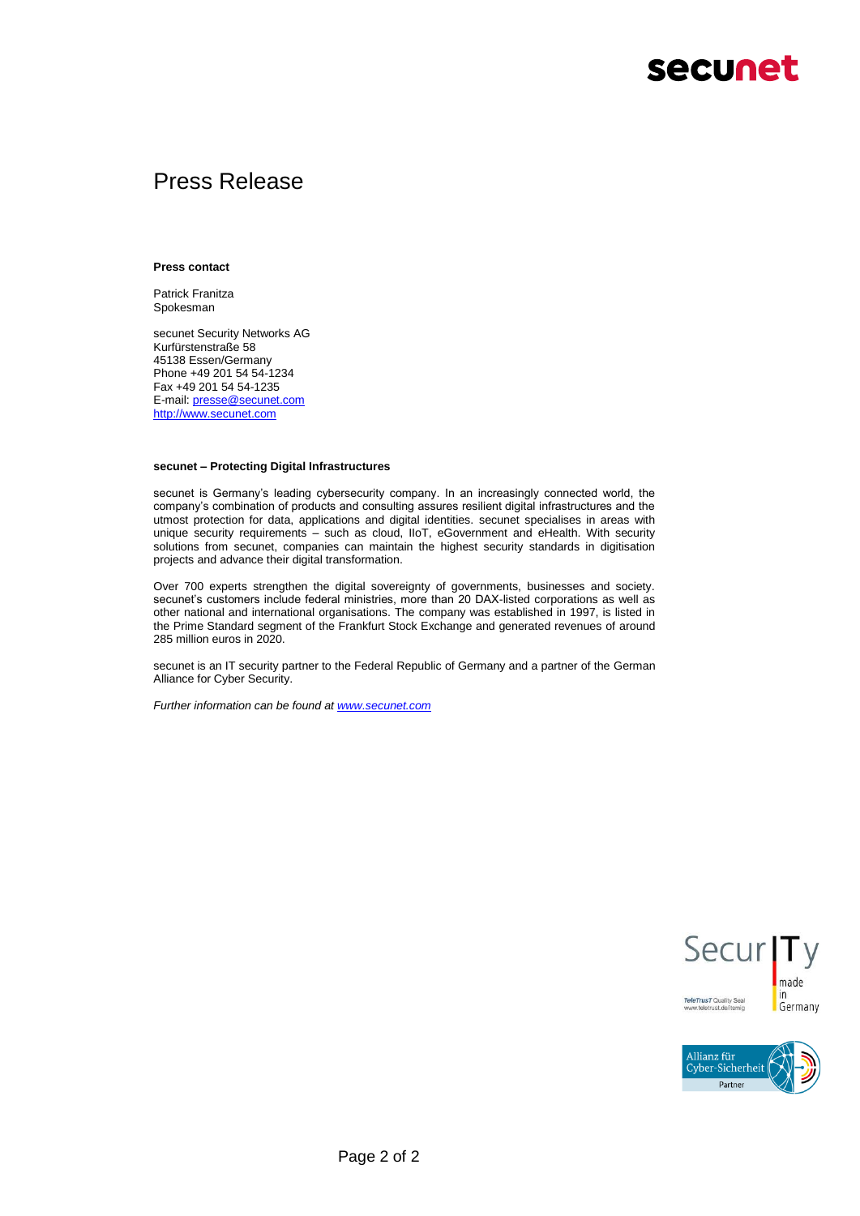# Press Release

**Press contact**

Patrick Franitza
Spokesman

secunet Security Networks AG
Kurfürstenstraße 58
45138 Essen/Germany
Phone +49 201 54 54-1234
Fax +49 201 54 54-1235
E-mail: presse@secunet.com
http://www.secunet.com

**secunet – Protecting Digital Infrastructures**

secunet is Germany's leading cybersecurity company. In an increasingly connected world, the company's combination of products and consulting assures resilient digital infrastructures and the utmost protection for data, applications and digital identities. secunet specialises in areas with unique security requirements – such as cloud, IIoT, eGovernment and eHealth. With security solutions from secunet, companies can maintain the highest security standards in digitisation projects and advance their digital transformation.

Over 700 experts strengthen the digital sovereignty of governments, businesses and society. secunet's customers include federal ministries, more than 20 DAX-listed corporations as well as other national and international organisations. The company was established in 1997, is listed in the Prime Standard segment of the Frankfurt Stock Exchange and generated revenues of around 285 million euros in 2020.

secunet is an IT security partner to the Federal Republic of Germany and a partner of the German Alliance for Cyber Security.

*Further information can be found at www.secunet.com*